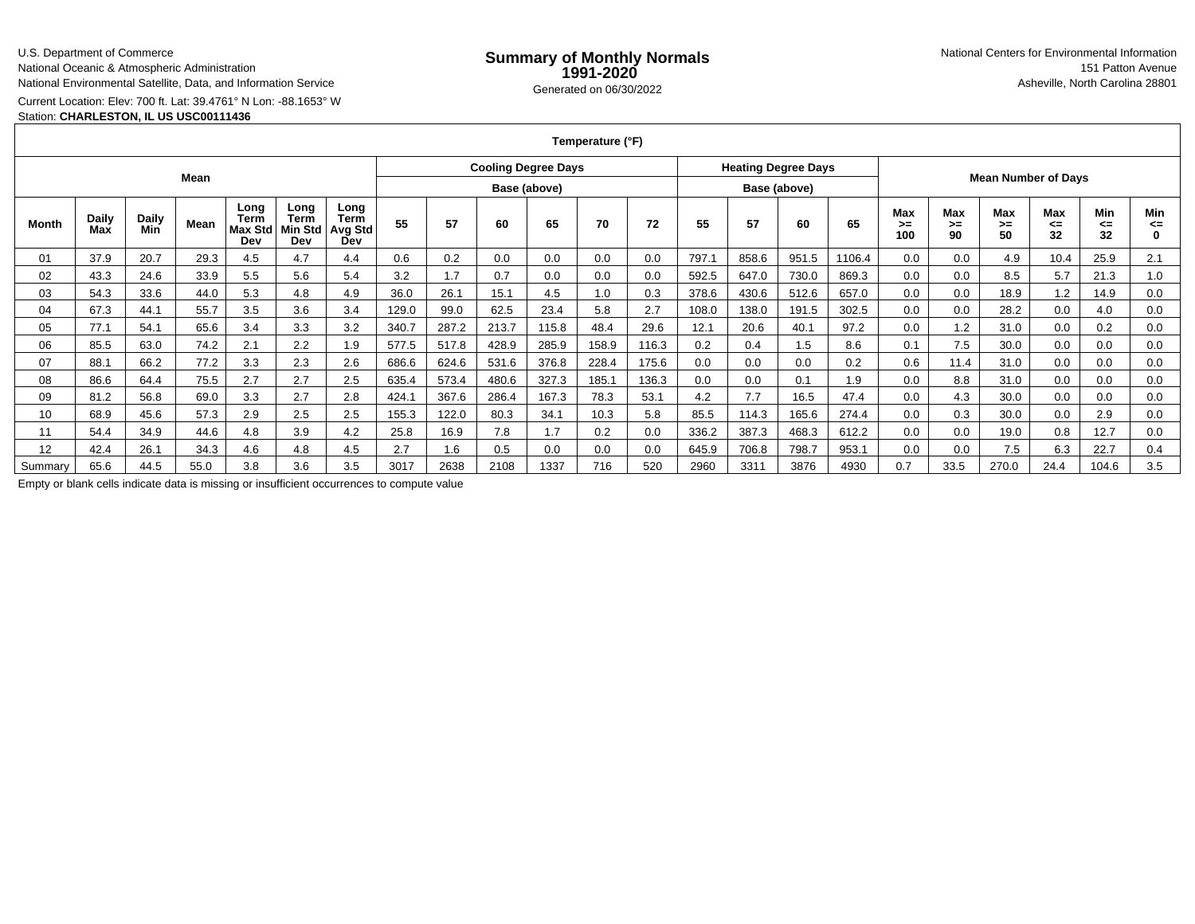U.S. Department of Commerce
National Oceanic & Atmospheric Administration
National Environmental Satellite, Data, and Information Service

# Summary of Monthly Normals 1991-2020

Generated on 06/30/2022

National Centers for Environmental Information
151 Patton Avenue
Asheville, North Carolina 28801

Current Location: Elev: 700 ft. Lat: 39.4761° N Lon: -88.1653° W
Station: **CHARLESTON, IL US USC00111436**

| Temperature (°F) | | | | | | | | | | | | | | | | | | | | | | | |
|---|---|---|---|---|---|---|---|---|---|---|---|---|---|---|---|---|---|---|---|---|---|---|---|
| Mean | | | | | | | Cooling Degree Days | | | | | | Heating Degree Days | | | | Mean Number of Days | | | | | | |
| | | | | | | | Base (above) | | | | | | Base (above) | | | | | | | | | | |
| Month | Daily Max | Daily Min | Mean | Long Term Max Std Dev | Long Term Min Std Dev | Long Term Avg Std Dev | 55 | 57 | 60 | 65 | 70 | 72 | 55 | 57 | 60 | 65 | Max >= 100 | Max >= 90 | Max >= 50 | Max <= 32 | Min <= 32 | Min <= 0 |
| 01 | 37.9 | 20.7 | 29.3 | 4.5 | 4.7 | 4.4 | 0.6 | 0.2 | 0.0 | 0.0 | 0.0 | 0.0 | 797.1 | 858.6 | 951.5 | 1106.4 | 0.0 | 0.0 | 4.9 | 10.4 | 25.9 | 2.1 |
| 02 | 43.3 | 24.6 | 33.9 | 5.5 | 5.6 | 5.4 | 3.2 | 1.7 | 0.7 | 0.0 | 0.0 | 0.0 | 592.5 | 647.0 | 730.0 | 869.3 | 0.0 | 0.0 | 8.5 | 5.7 | 21.3 | 1.0 |
| 03 | 54.3 | 33.6 | 44.0 | 5.3 | 4.8 | 4.9 | 36.0 | 26.1 | 15.1 | 4.5 | 1.0 | 0.3 | 378.6 | 430.6 | 512.6 | 657.0 | 0.0 | 0.0 | 18.9 | 1.2 | 14.9 | 0.0 |
| 04 | 67.3 | 44.1 | 55.7 | 3.5 | 3.6 | 3.4 | 129.0 | 99.0 | 62.5 | 23.4 | 5.8 | 2.7 | 108.0 | 138.0 | 191.5 | 302.5 | 0.0 | 0.0 | 28.2 | 0.0 | 4.0 | 0.0 |
| 05 | 77.1 | 54.1 | 65.6 | 3.4 | 3.3 | 3.2 | 340.7 | 287.2 | 213.7 | 115.8 | 48.4 | 29.6 | 12.1 | 20.6 | 40.1 | 97.2 | 0.0 | 1.2 | 31.0 | 0.0 | 0.2 | 0.0 |
| 06 | 85.5 | 63.0 | 74.2 | 2.1 | 2.2 | 1.9 | 577.5 | 517.8 | 428.9 | 285.9 | 158.9 | 116.3 | 0.2 | 0.4 | 1.5 | 8.6 | 0.1 | 7.5 | 30.0 | 0.0 | 0.0 | 0.0 |
| 07 | 88.1 | 66.2 | 77.2 | 3.3 | 2.3 | 2.6 | 686.6 | 624.6 | 531.6 | 376.8 | 228.4 | 175.6 | 0.0 | 0.0 | 0.0 | 0.2 | 0.6 | 11.4 | 31.0 | 0.0 | 0.0 | 0.0 |
| 08 | 86.6 | 64.4 | 75.5 | 2.7 | 2.7 | 2.5 | 635.4 | 573.4 | 480.6 | 327.3 | 185.1 | 136.3 | 0.0 | 0.0 | 0.1 | 1.9 | 0.0 | 8.8 | 31.0 | 0.0 | 0.0 | 0.0 |
| 09 | 81.2 | 56.8 | 69.0 | 3.3 | 2.7 | 2.8 | 424.1 | 367.6 | 286.4 | 167.3 | 78.3 | 53.1 | 4.2 | 7.7 | 16.5 | 47.4 | 0.0 | 4.3 | 30.0 | 0.0 | 0.0 | 0.0 |
| 10 | 68.9 | 45.6 | 57.3 | 2.9 | 2.5 | 2.5 | 155.3 | 122.0 | 80.3 | 34.1 | 10.3 | 5.8 | 85.5 | 114.3 | 165.6 | 274.4 | 0.0 | 0.3 | 30.0 | 0.0 | 2.9 | 0.0 |
| 11 | 54.4 | 34.9 | 44.6 | 4.8 | 3.9 | 4.2 | 25.8 | 16.9 | 7.8 | 1.7 | 0.2 | 0.0 | 336.2 | 387.3 | 468.3 | 612.2 | 0.0 | 0.0 | 19.0 | 0.8 | 12.7 | 0.0 |
| 12 | 42.4 | 26.1 | 34.3 | 4.6 | 4.8 | 4.5 | 2.7 | 1.6 | 0.5 | 0.0 | 0.0 | 0.0 | 645.9 | 706.8 | 798.7 | 953.1 | 0.0 | 0.0 | 7.5 | 6.3 | 22.7 | 0.4 |
| Summary | 65.6 | 44.5 | 55.0 | 3.8 | 3.6 | 3.5 | 3017 | 2638 | 2108 | 1337 | 716 | 520 | 2960 | 3311 | 3876 | 4930 | 0.7 | 33.5 | 270.0 | 24.4 | 104.6 | 3.5 |

Empty or blank cells indicate data is missing or insufficient occurrences to compute value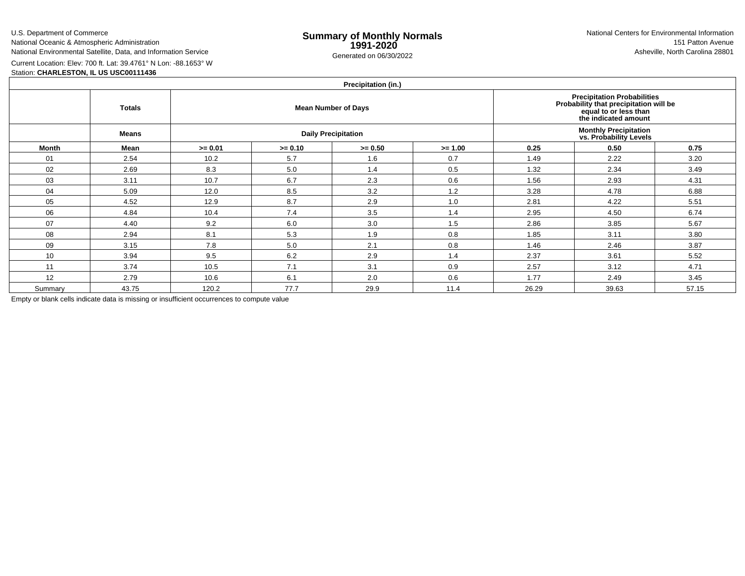U.S. Department of Commerce
National Oceanic & Atmospheric Administration
National Environmental Satellite, Data, and Information Service

# Summary of Monthly Normals 1991-2020

Generated on 06/30/2022

National Centers for Environmental Information
151 Patton Avenue
Asheville, North Carolina 28801

Current Location: Elev: 700 ft. Lat: 39.4761° N Lon: -88.1653° W
Station: **CHARLESTON, IL US USC00111436**

| Precipitation (in.) | | | | | | | | |
|---|---|---|---|---|---|---|---|---|
| | **Totals** | **Mean Number of Days** | | | | **Precipitation Probabilities Probability that precipitation will be equal to or less than the indicated amount** | | |
| | **Means** | **Daily Precipitation** | | | | **Monthly Precipitation vs. Probability Levels** | | |
| **Month** | **Mean** | **>= 0.01** | **>= 0.10** | **>= 0.50** | **>= 1.00** | **0.25** | **0.50** | **0.75** |
| 01 | 2.54 | 10.2 | 5.7 | 1.6 | 0.7 | 1.49 | 2.22 | 3.20 |
| 02 | 2.69 | 8.3 | 5.0 | 1.4 | 0.5 | 1.32 | 2.34 | 3.49 |
| 03 | 3.11 | 10.7 | 6.7 | 2.3 | 0.6 | 1.56 | 2.93 | 4.31 |
| 04 | 5.09 | 12.0 | 8.5 | 3.2 | 1.2 | 3.28 | 4.78 | 6.88 |
| 05 | 4.52 | 12.9 | 8.7 | 2.9 | 1.0 | 2.81 | 4.22 | 5.51 |
| 06 | 4.84 | 10.4 | 7.4 | 3.5 | 1.4 | 2.95 | 4.50 | 6.74 |
| 07 | 4.40 | 9.2 | 6.0 | 3.0 | 1.5 | 2.86 | 3.85 | 5.67 |
| 08 | 2.94 | 8.1 | 5.3 | 1.9 | 0.8 | 1.85 | 3.11 | 3.80 |
| 09 | 3.15 | 7.8 | 5.0 | 2.1 | 0.8 | 1.46 | 2.46 | 3.87 |
| 10 | 3.94 | 9.5 | 6.2 | 2.9 | 1.4 | 2.37 | 3.61 | 5.52 |
| 11 | 3.74 | 10.5 | 7.1 | 3.1 | 0.9 | 2.57 | 3.12 | 4.71 |
| 12 | 2.79 | 10.6 | 6.1 | 2.0 | 0.6 | 1.77 | 2.49 | 3.45 |
| Summary | 43.75 | 120.2 | 77.7 | 29.9 | 11.4 | 26.29 | 39.63 | 57.15 |

Empty or blank cells indicate data is missing or insufficient occurrences to compute value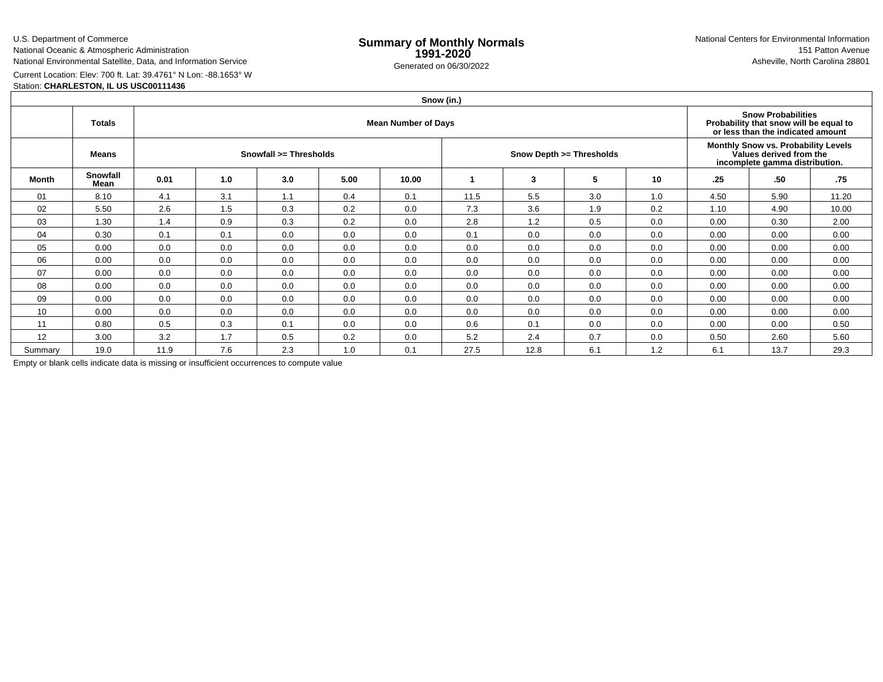U.S. Department of Commerce
National Oceanic & Atmospheric Administration
National Environmental Satellite, Data, and Information Service

# Summary of Monthly Normals
## 1991-2020

Generated on 06/30/2022

National Centers for Environmental Information
151 Patton Avenue
Asheville, North Carolina 28801

Current Location: Elev: 700 ft. Lat: 39.4761° N Lon: -88.1653° W
Station: **CHARLESTON, IL US USC00111436**

| Snow (in.) | | | | | | | | | | | | |
|---|---|---|---|---|---|---|---|---|---|---|---|---|
| | **Totals** | **Mean Number of Days** | | | | | | | | **Snow Probabilities Probability that snow will be equal to or less than the indicated amount** | | |
| | **Means** | **Snowfall >= Thresholds** | | | | | **Snow Depth >= Thresholds** | | | **Monthly Snow vs. Probability Levels Values derived from the incomplete gamma distribution.** | | |
| **Month** | **Snowfall Mean** | **0.01** | **1.0** | **3.0** | **5.00** | **10.00** | **1** | **3** | **5** | **10** | **.25** | **.50** | **.75** |
| 01 | 8.10 | 4.1 | 3.1 | 1.1 | 0.4 | 0.1 | 11.5 | 5.5 | 3.0 | 1.0 | 4.50 | 5.90 | 11.20 |
| 02 | 5.50 | 2.6 | 1.5 | 0.3 | 0.2 | 0.0 | 7.3 | 3.6 | 1.9 | 0.2 | 1.10 | 4.90 | 10.00 |
| 03 | 1.30 | 1.4 | 0.9 | 0.3 | 0.2 | 0.0 | 2.8 | 1.2 | 0.5 | 0.0 | 0.00 | 0.30 | 2.00 |
| 04 | 0.30 | 0.1 | 0.1 | 0.0 | 0.0 | 0.0 | 0.1 | 0.0 | 0.0 | 0.0 | 0.00 | 0.00 | 0.00 |
| 05 | 0.00 | 0.0 | 0.0 | 0.0 | 0.0 | 0.0 | 0.0 | 0.0 | 0.0 | 0.0 | 0.00 | 0.00 | 0.00 |
| 06 | 0.00 | 0.0 | 0.0 | 0.0 | 0.0 | 0.0 | 0.0 | 0.0 | 0.0 | 0.0 | 0.00 | 0.00 | 0.00 |
| 07 | 0.00 | 0.0 | 0.0 | 0.0 | 0.0 | 0.0 | 0.0 | 0.0 | 0.0 | 0.0 | 0.00 | 0.00 | 0.00 |
| 08 | 0.00 | 0.0 | 0.0 | 0.0 | 0.0 | 0.0 | 0.0 | 0.0 | 0.0 | 0.0 | 0.00 | 0.00 | 0.00 |
| 09 | 0.00 | 0.0 | 0.0 | 0.0 | 0.0 | 0.0 | 0.0 | 0.0 | 0.0 | 0.0 | 0.00 | 0.00 | 0.00 |
| 10 | 0.00 | 0.0 | 0.0 | 0.0 | 0.0 | 0.0 | 0.0 | 0.0 | 0.0 | 0.0 | 0.00 | 0.00 | 0.00 |
| 11 | 0.80 | 0.5 | 0.3 | 0.1 | 0.0 | 0.0 | 0.6 | 0.1 | 0.0 | 0.0 | 0.00 | 0.00 | 0.50 |
| 12 | 3.00 | 3.2 | 1.7 | 0.5 | 0.2 | 0.0 | 5.2 | 2.4 | 0.7 | 0.0 | 0.50 | 2.60 | 5.60 |
| Summary | 19.0 | 11.9 | 7.6 | 2.3 | 1.0 | 0.1 | 27.5 | 12.8 | 6.1 | 1.2 | 6.1 | 13.7 | 29.3 |

Empty or blank cells indicate data is missing or insufficient occurrences to compute value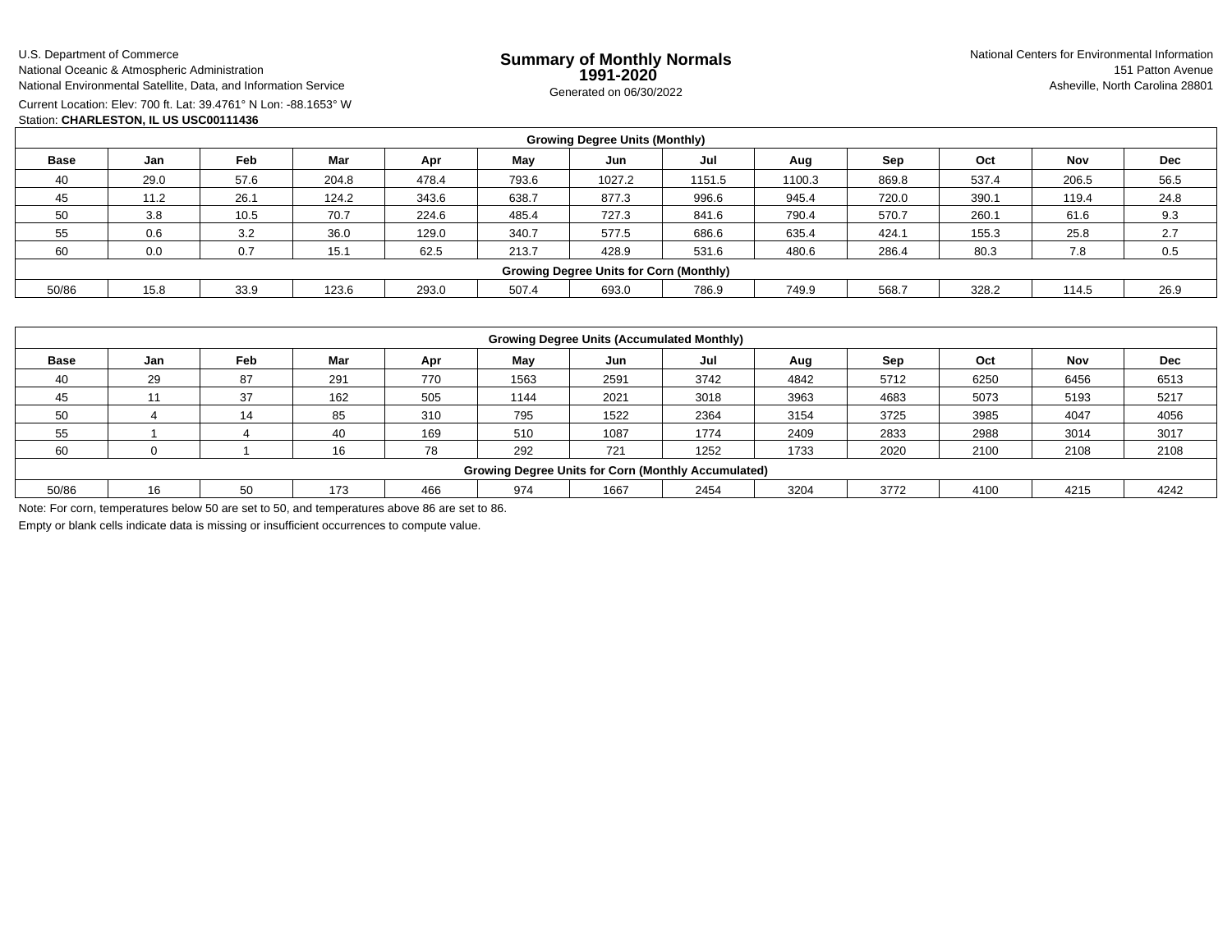U.S. Department of Commerce
National Oceanic & Atmospheric Administration
National Environmental Satellite, Data, and Information Service

# Summary of Monthly Normals 1991-2020

Generated on 06/30/2022

National Centers for Environmental Information
151 Patton Avenue
Asheville, North Carolina 28801

Current Location: Elev: 700 ft. Lat: 39.4761° N Lon: -88.1653° W
Station: **CHARLESTON, IL US USC00111436**

| Growing Degree Units (Monthly) | | | | | | | | | | | | |
|---|---|---|---|---|---|---|---|---|---|---|---|---|
| **Base** | **Jan** | **Feb** | **Mar** | **Apr** | **May** | **Jun** | **Jul** | **Aug** | **Sep** | **Oct** | **Nov** | **Dec** |
| 40 | 29.0 | 57.6 | 204.8 | 478.4 | 793.6 | 1027.2 | 1151.5 | 1100.3 | 869.8 | 537.4 | 206.5 | 56.5 |
| 45 | 11.2 | 26.1 | 124.2 | 343.6 | 638.7 | 877.3 | 996.6 | 945.4 | 720.0 | 390.1 | 119.4 | 24.8 |
| 50 | 3.8 | 10.5 | 70.7 | 224.6 | 485.4 | 727.3 | 841.6 | 790.4 | 570.7 | 260.1 | 61.6 | 9.3 |
| 55 | 0.6 | 3.2 | 36.0 | 129.0 | 340.7 | 577.5 | 686.6 | 635.4 | 424.1 | 155.3 | 25.8 | 2.7 |
| 60 | 0.0 | 0.7 | 15.1 | 62.5 | 213.7 | 428.9 | 531.6 | 480.6 | 286.4 | 80.3 | 7.8 | 0.5 |
| **Growing Degree Units for Corn (Monthly)** | | | | | | | | | | | | |
| 50/86 | 15.8 | 33.9 | 123.6 | 293.0 | 507.4 | 693.0 | 786.9 | 749.9 | 568.7 | 328.2 | 114.5 | 26.9 |

| Growing Degree Units (Accumulated Monthly) | | | | | | | | | | | | |
|---|---|---|---|---|---|---|---|---|---|---|---|---|
| **Base** | **Jan** | **Feb** | **Mar** | **Apr** | **May** | **Jun** | **Jul** | **Aug** | **Sep** | **Oct** | **Nov** | **Dec** |
| 40 | 29 | 87 | 291 | 770 | 1563 | 2591 | 3742 | 4842 | 5712 | 6250 | 6456 | 6513 |
| 45 | 11 | 37 | 162 | 505 | 1144 | 2021 | 3018 | 3963 | 4683 | 5073 | 5193 | 5217 |
| 50 | 4 | 14 | 85 | 310 | 795 | 1522 | 2364 | 3154 | 3725 | 3985 | 4047 | 4056 |
| 55 | 1 | 4 | 40 | 169 | 510 | 1087 | 1774 | 2409 | 2833 | 2988 | 3014 | 3017 |
| 60 | 0 | 1 | 16 | 78 | 292 | 721 | 1252 | 1733 | 2020 | 2100 | 2108 | 2108 |
| **Growing Degree Units for Corn (Monthly Accumulated)** | | | | | | | | | | | | |
| 50/86 | 16 | 50 | 173 | 466 | 974 | 1667 | 2454 | 3204 | 3772 | 4100 | 4215 | 4242 |

Note: For corn, temperatures below 50 are set to 50, and temperatures above 86 are set to 86.

Empty or blank cells indicate data is missing or insufficient occurrences to compute value.